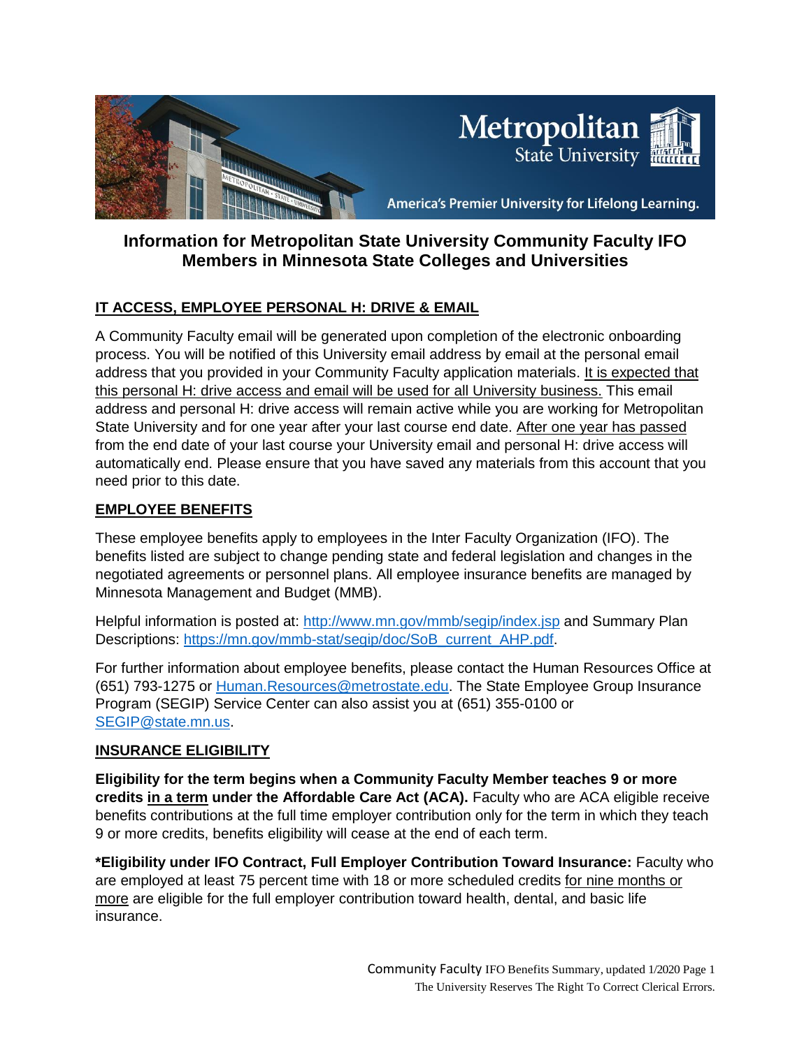# Information for Metropolitan State University Community Faculty IFO Members in Minnesota State Colleges and Universities

## IT ACCESS, EMPLOYEE PERSONAL H: DRIVE & EMAIL

A Community Faculty email will be generated upon completion of the electronic onboarding process. You will be notified of this University email address by email at the personal email address that you provided in your Community Faculty application materials. It is expected that this personal H: drive access and email will be used for all University business. This email address and personal H: drive access will remain active while you are working for Metropolitan State University and for one year after your last course end date. After one year has passed from the end date of your last course your University email and personal H: drive access will automatically end. Please ensure that you have saved any materials from this account that you need prior to this date.

## EMPLOYEE BENEFITS

These employee benefits apply to employees in the Inter Faculty Organization (IFO). The benefits listed are subject to change pending state and federal legislation and changes in the negotiated agreements or personnel plans. All employee insurance benefits are managed by Minnesota Management and Budget (MMB).

Helpful information is posted at: http://www.mn.gov/mmb/segip/index.jsp and Summary Plan Descriptions: https://mn.gov/mmb-stat/segip/doc/SoB_current_AHP.pdf.

For further information about employee benefits, please contact the Human Resources Office at (651) 793-1275 or Human.Resources@metrostate.edu. The State Employee Group Insurance Program (SEGIP) Service Center can also assist you at (651) 355-0100 or SEGIP@state.mn.us.

## INSURANCE ELIGIBILITY

**Eligibility for the term begins when a Community Faculty Member teaches 9 or more credits in a term under the Affordable Care Act (ACA).** Faculty who are ACA eligible receive benefits contributions at the full time employer contribution only for the term in which they teach 9 or more credits, benefits eligibility will cease at the end of each term.

**\*Eligibility under IFO Contract, Full Employer Contribution Toward Insurance:** Faculty who are employed at least 75 percent time with 18 or more scheduled credits for nine months or more are eligible for the full employer contribution toward health, dental, and basic life insurance.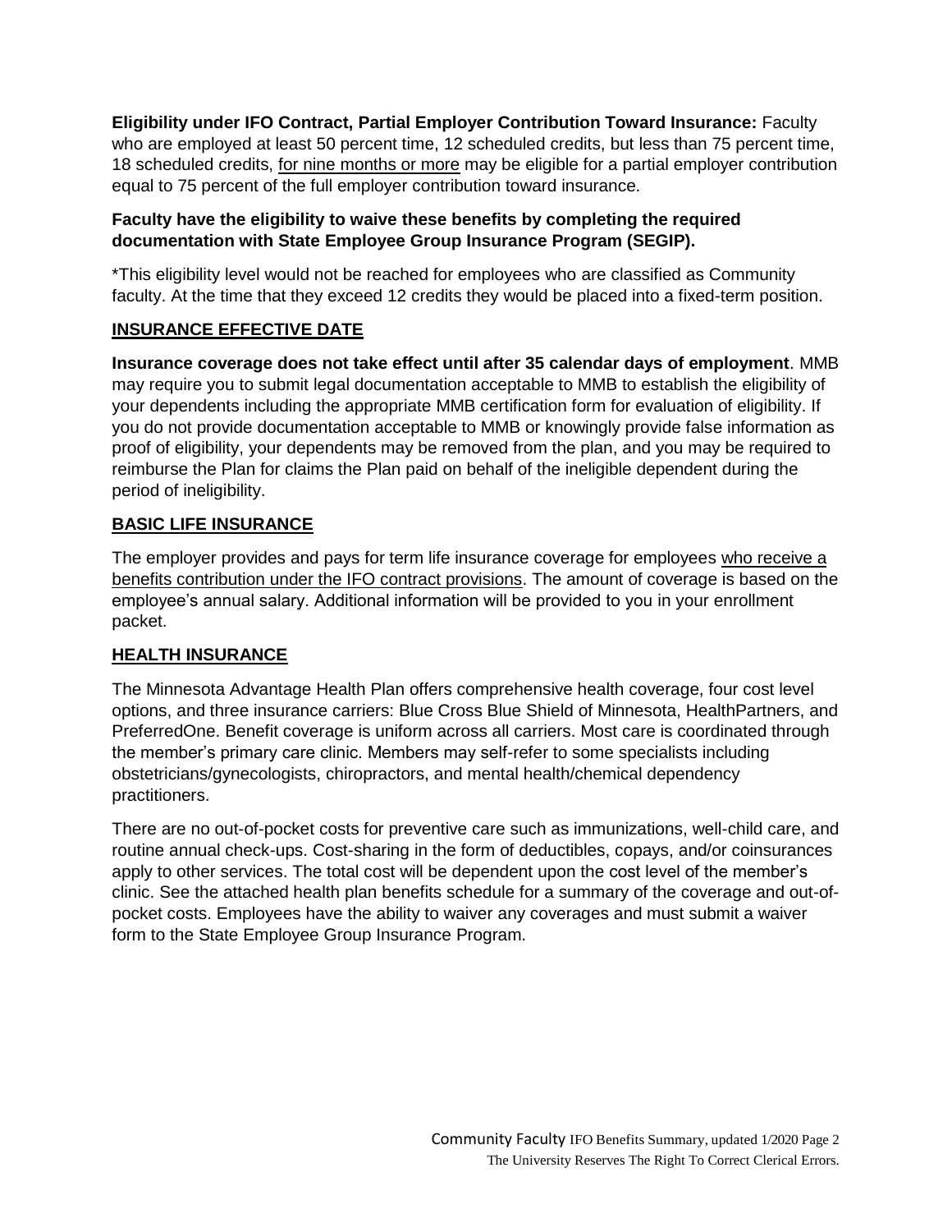**Eligibility under IFO Contract, Partial Employer Contribution Toward Insurance:** Faculty who are employed at least 50 percent time, 12 scheduled credits, but less than 75 percent time, 18 scheduled credits, for nine months or more may be eligible for a partial employer contribution equal to 75 percent of the full employer contribution toward insurance.

**Faculty have the eligibility to waive these benefits by completing the required documentation with State Employee Group Insurance Program (SEGIP).**

*This eligibility level would not be reached for employees who are classified as Community faculty. At the time that they exceed 12 credits they would be placed into a fixed-term position.

## INSURANCE EFFECTIVE DATE

**Insurance coverage does not take effect until after 35 calendar days of employment**. MMB may require you to submit legal documentation acceptable to MMB to establish the eligibility of your dependents including the appropriate MMB certification form for evaluation of eligibility. If you do not provide documentation acceptable to MMB or knowingly provide false information as proof of eligibility, your dependents may be removed from the plan, and you may be required to reimburse the Plan for claims the Plan paid on behalf of the ineligible dependent during the period of ineligibility.

## BASIC LIFE INSURANCE

The employer provides and pays for term life insurance coverage for employees who receive a benefits contribution under the IFO contract provisions. The amount of coverage is based on the employee's annual salary. Additional information will be provided to you in your enrollment packet.

## HEALTH INSURANCE

The Minnesota Advantage Health Plan offers comprehensive health coverage, four cost level options, and three insurance carriers: Blue Cross Blue Shield of Minnesota, HealthPartners, and PreferredOne. Benefit coverage is uniform across all carriers. Most care is coordinated through the member's primary care clinic. Members may self-refer to some specialists including obstetricians/gynecologists, chiropractors, and mental health/chemical dependency practitioners.

There are no out-of-pocket costs for preventive care such as immunizations, well-child care, and routine annual check-ups. Cost-sharing in the form of deductibles, copays, and/or coinsurances apply to other services. The total cost will be dependent upon the cost level of the member's clinic. See the attached health plan benefits schedule for a summary of the coverage and out-of-pocket costs. Employees have the ability to waiver any coverages and must submit a waiver form to the State Employee Group Insurance Program.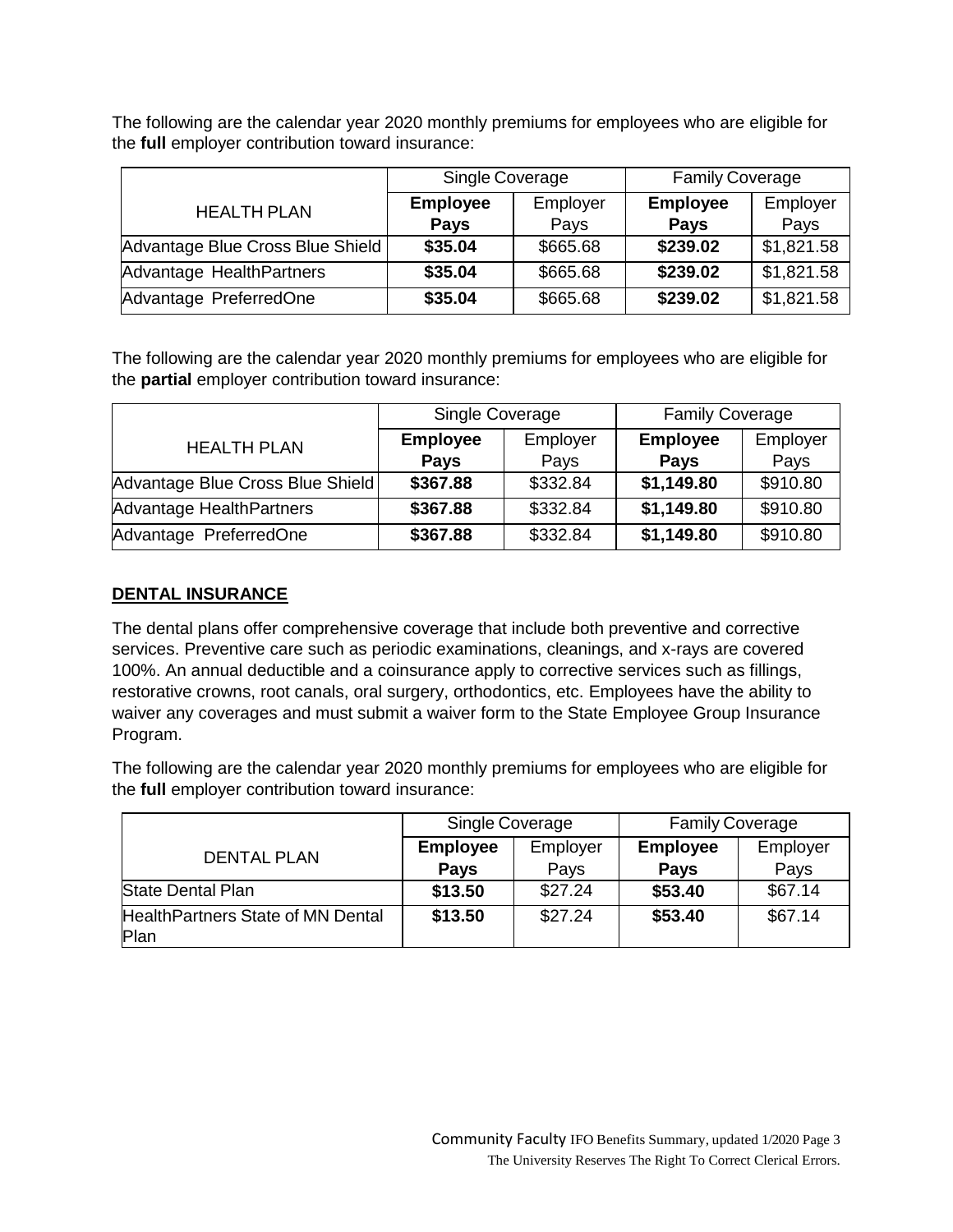The following are the calendar year 2020 monthly premiums for employees who are eligible for the **full** employer contribution toward insurance:

| HEALTH PLAN | Single Coverage | | Family Coverage | |
|---|---|---|---|---|
| | **Employee Pays** | Employer Pays | **Employee Pays** | Employer Pays |
| Advantage Blue Cross Blue Shield | **$35.04** | $665.68 | **$239.02** | $1,821.58 |
| Advantage HealthPartners | **$35.04** | $665.68 | **$239.02** | $1,821.58 |
| Advantage PreferredOne | **$35.04** | $665.68 | **$239.02** | $1,821.58 |

The following are the calendar year 2020 monthly premiums for employees who are eligible for the **partial** employer contribution toward insurance:

| HEALTH PLAN | Single Coverage | | Family Coverage | |
|---|---|---|---|---|
| | **Employee Pays** | Employer Pays | **Employee Pays** | Employer Pays |
| Advantage Blue Cross Blue Shield | **$367.88** | $332.84 | **$1,149.80** | $910.80 |
| Advantage HealthPartners | **$367.88** | $332.84 | **$1,149.80** | $910.80 |
| Advantage PreferredOne | **$367.88** | $332.84 | **$1,149.80** | $910.80 |

## DENTAL INSURANCE

The dental plans offer comprehensive coverage that include both preventive and corrective services. Preventive care such as periodic examinations, cleanings, and x-rays are covered 100%. An annual deductible and a coinsurance apply to corrective services such as fillings, restorative crowns, root canals, oral surgery, orthodontics, etc. Employees have the ability to waiver any coverages and must submit a waiver form to the State Employee Group Insurance Program.

The following are the calendar year 2020 monthly premiums for employees who are eligible for the **full** employer contribution toward insurance:

| DENTAL PLAN | Single Coverage | | Family Coverage | |
|---|---|---|---|---|
| | **Employee Pays** | Employer Pays | **Employee Pays** | Employer Pays |
| State Dental Plan | **$13.50** | $27.24 | **$53.40** | $67.14 |
| HealthPartners State of MN Dental Plan | **$13.50** | $27.24 | **$53.40** | $67.14 |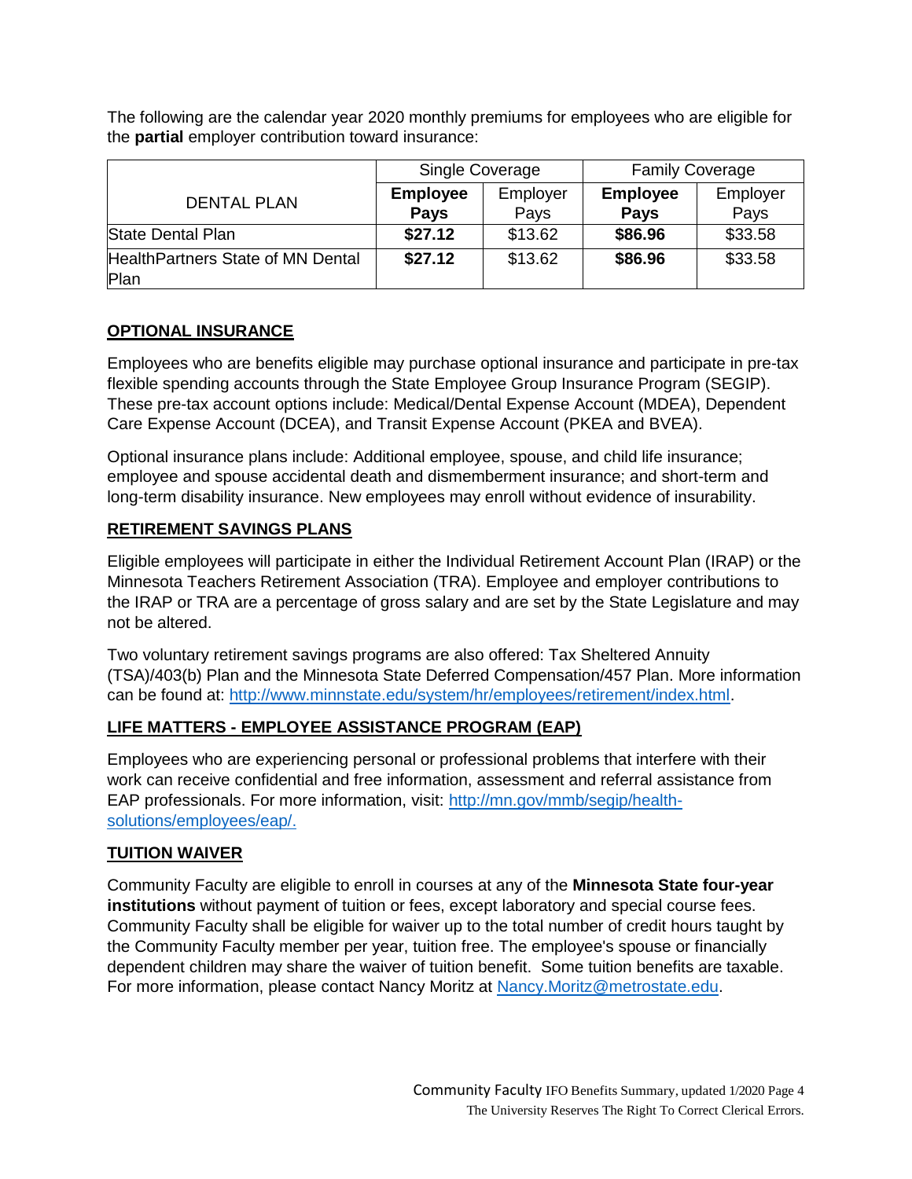The following are the calendar year 2020 monthly premiums for employees who are eligible for the **partial** employer contribution toward insurance:

| DENTAL PLAN | Single Coverage | | Family Coverage | |
|---|---|---|---|---|
| | **Employee Pays** | Employer Pays | **Employee Pays** | Employer Pays |
| State Dental Plan | **$27.12** | $13.62 | **$86.96** | $33.58 |
| HealthPartners State of MN Dental Plan | **$27.12** | $13.62 | **$86.96** | $33.58 |

## OPTIONAL INSURANCE

Employees who are benefits eligible may purchase optional insurance and participate in pre-tax flexible spending accounts through the State Employee Group Insurance Program (SEGIP). These pre-tax account options include: Medical/Dental Expense Account (MDEA), Dependent Care Expense Account (DCEA), and Transit Expense Account (PKEA and BVEA).

Optional insurance plans include: Additional employee, spouse, and child life insurance; employee and spouse accidental death and dismemberment insurance; and short-term and long-term disability insurance. New employees may enroll without evidence of insurability.

## RETIREMENT SAVINGS PLANS

Eligible employees will participate in either the Individual Retirement Account Plan (IRAP) or the Minnesota Teachers Retirement Association (TRA). Employee and employer contributions to the IRAP or TRA are a percentage of gross salary and are set by the State Legislature and may not be altered.

Two voluntary retirement savings programs are also offered: Tax Sheltered Annuity (TSA)/403(b) Plan and the Minnesota State Deferred Compensation/457 Plan. More information can be found at: http://www.minnstate.edu/system/hr/employees/retirement/index.html.

## LIFE MATTERS - EMPLOYEE ASSISTANCE PROGRAM (EAP)

Employees who are experiencing personal or professional problems that interfere with their work can receive confidential and free information, assessment and referral assistance from EAP professionals. For more information, visit: http://mn.gov/mmb/segip/health-solutions/employees/eap/.

## TUITION WAIVER

Community Faculty are eligible to enroll in courses at any of the **Minnesota State four-year institutions** without payment of tuition or fees, except laboratory and special course fees. Community Faculty shall be eligible for waiver up to the total number of credit hours taught by the Community Faculty member per year, tuition free. The employee's spouse or financially dependent children may share the waiver of tuition benefit. Some tuition benefits are taxable. For more information, please contact Nancy Moritz at Nancy.Moritz@metrostate.edu.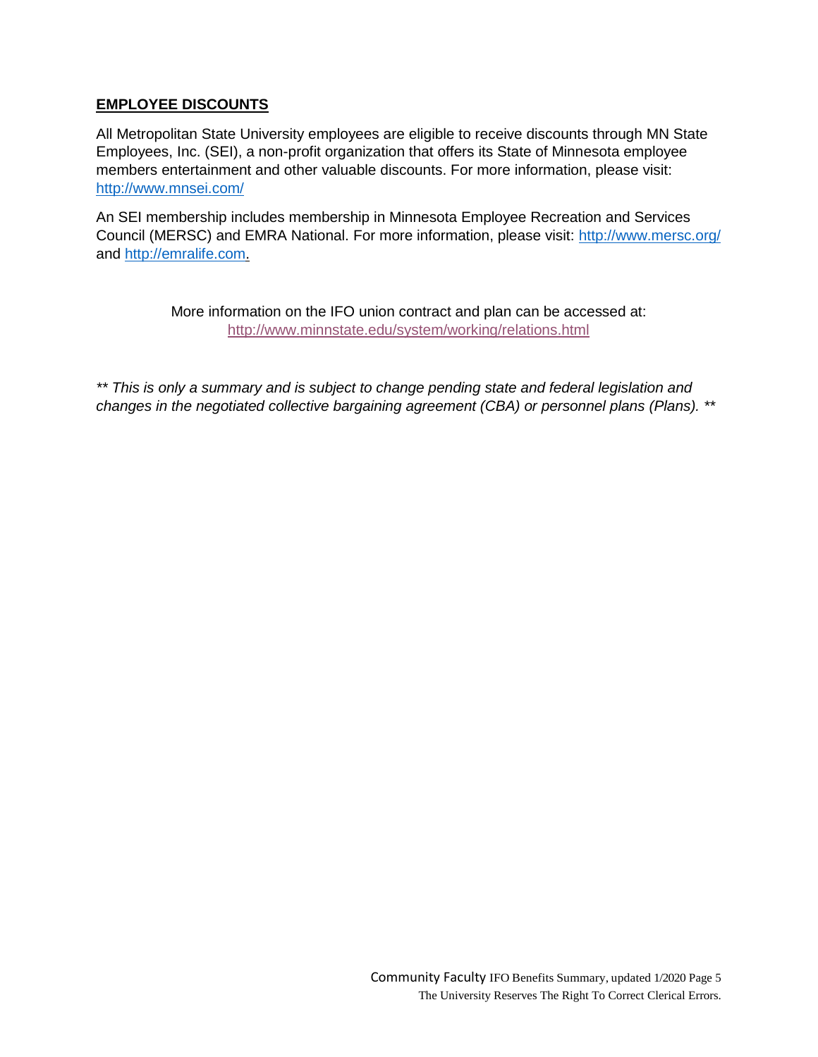## EMPLOYEE DISCOUNTS

All Metropolitan State University employees are eligible to receive discounts through MN State Employees, Inc. (SEI), a non-profit organization that offers its State of Minnesota employee members entertainment and other valuable discounts. For more information, please visit: http://www.mnsei.com/

An SEI membership includes membership in Minnesota Employee Recreation and Services Council (MERSC) and EMRA National. For more information, please visit: http://www.mersc.org/ and http://emralife.com.

More information on the IFO union contract and plan can be accessed at: http://www.minnstate.edu/system/working/relations.html

*** This is only a summary and is subject to change pending state and federal legislation and changes in the negotiated collective bargaining agreement (CBA) or personnel plans (Plans). ***